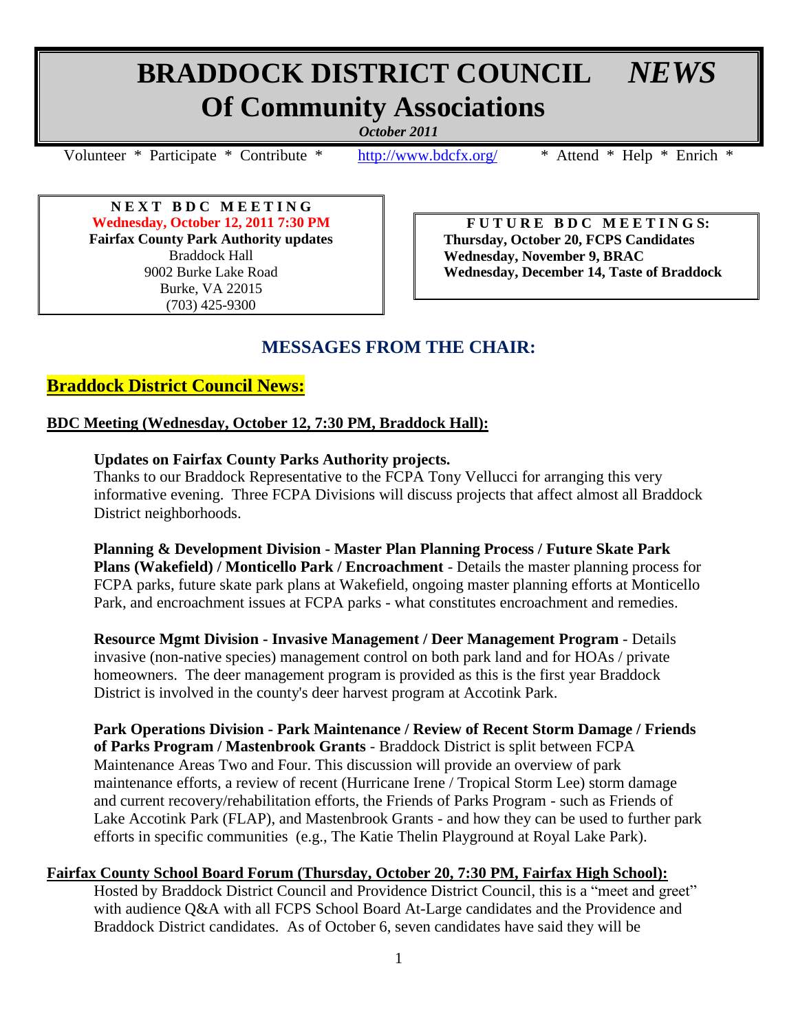# BRADDOCK DISTRICT COUNCIL *NEWS*
# Of Community Associations

***October 2011***

Volunteer * Participate * Contribute * http://www.bdcfx.org/ * Attend * Help * Enrich *

**N E X T B D C M E E T I N G**
**Wednesday, October 12, 2011 7:30 PM**
**Fairfax County Park Authority updates**
Braddock Hall
9002 Burke Lake Road
Burke, VA 22015
(703) 425-9300

**F U T U R E B D C M E E T I N G S:**
**Thursday, October 20, FCPS Candidates**
**Wednesday, November 9, BRAC**
**Wednesday, December 14, Taste of Braddock**

## MESSAGES FROM THE CHAIR:

### Braddock District Council News:

**BDC Meeting (Wednesday, October 12, 7:30 PM, Braddock Hall):**

**Updates on Fairfax County Parks Authority projects.**
Thanks to our Braddock Representative to the FCPA Tony Vellucci for arranging this very informative evening. Three FCPA Divisions will discuss projects that affect almost all Braddock District neighborhoods.

**Planning & Development Division - Master Plan Planning Process / Future Skate Park Plans (Wakefield) / Monticello Park / Encroachment** - Details the master planning process for FCPA parks, future skate park plans at Wakefield, ongoing master planning efforts at Monticello Park, and encroachment issues at FCPA parks - what constitutes encroachment and remedies.

**Resource Mgmt Division - Invasive Management / Deer Management Program** - Details invasive (non-native species) management control on both park land and for HOAs / private homeowners. The deer management program is provided as this is the first year Braddock District is involved in the county's deer harvest program at Accotink Park.

**Park Operations Division - Park Maintenance / Review of Recent Storm Damage / Friends of Parks Program / Mastenbrook Grants** - Braddock District is split between FCPA Maintenance Areas Two and Four. This discussion will provide an overview of park maintenance efforts, a review of recent (Hurricane Irene / Tropical Storm Lee) storm damage and current recovery/rehabilitation efforts, the Friends of Parks Program - such as Friends of Lake Accotink Park (FLAP), and Mastenbrook Grants - and how they can be used to further park efforts in specific communities (e.g., The Katie Thelin Playground at Royal Lake Park).

**Fairfax County School Board Forum (Thursday, October 20, 7:30 PM, Fairfax High School):**
Hosted by Braddock District Council and Providence District Council, this is a "meet and greet" with audience Q&A with all FCPS School Board At-Large candidates and the Providence and Braddock District candidates. As of October 6, seven candidates have said they will be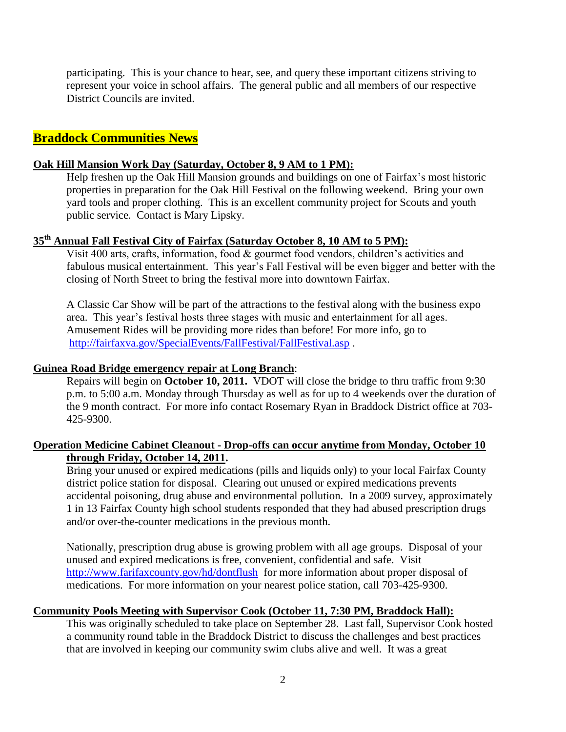participating. This is your chance to hear, see, and query these important citizens striving to represent your voice in school affairs. The general public and all members of our respective District Councils are invited.

## Braddock Communities News

**Oak Hill Mansion Work Day (Saturday, October 8, 9 AM to 1 PM):**

Help freshen up the Oak Hill Mansion grounds and buildings on one of Fairfax's most historic properties in preparation for the Oak Hill Festival on the following weekend. Bring your own yard tools and proper clothing. This is an excellent community project for Scouts and youth public service. Contact is Mary Lipsky.

**35th Annual Fall Festival City of Fairfax (Saturday October 8, 10 AM to 5 PM):**

Visit 400 arts, crafts, information, food & gourmet food vendors, children's activities and fabulous musical entertainment. This year's Fall Festival will be even bigger and better with the closing of North Street to bring the festival more into downtown Fairfax.

A Classic Car Show will be part of the attractions to the festival along with the business expo area. This year's festival hosts three stages with music and entertainment for all ages. Amusement Rides will be providing more rides than before! For more info, go to http://fairfaxva.gov/SpecialEvents/FallFestival/FallFestival.asp .

**Guinea Road Bridge emergency repair at Long Branch**:

Repairs will begin on **October 10, 2011.** VDOT will close the bridge to thru traffic from 9:30 p.m. to 5:00 a.m. Monday through Thursday as well as for up to 4 weekends over the duration of the 9 month contract. For more info contact Rosemary Ryan in Braddock District office at 703-425-9300.

**Operation Medicine Cabinet Cleanout - Drop-offs can occur anytime from Monday, October 10 through Friday, October 14, 2011.**

Bring your unused or expired medications (pills and liquids only) to your local Fairfax County district police station for disposal. Clearing out unused or expired medications prevents accidental poisoning, drug abuse and environmental pollution. In a 2009 survey, approximately 1 in 13 Fairfax County high school students responded that they had abused prescription drugs and/or over-the-counter medications in the previous month.

Nationally, prescription drug abuse is growing problem with all age groups. Disposal of your unused and expired medications is free, convenient, confidential and safe. Visit http://www.farifaxcounty.gov/hd/dontflush for more information about proper disposal of medications. For more information on your nearest police station, call 703-425-9300.

**Community Pools Meeting with Supervisor Cook (October 11, 7:30 PM, Braddock Hall):**

This was originally scheduled to take place on September 28. Last fall, Supervisor Cook hosted a community round table in the Braddock District to discuss the challenges and best practices that are involved in keeping our community swim clubs alive and well. It was a great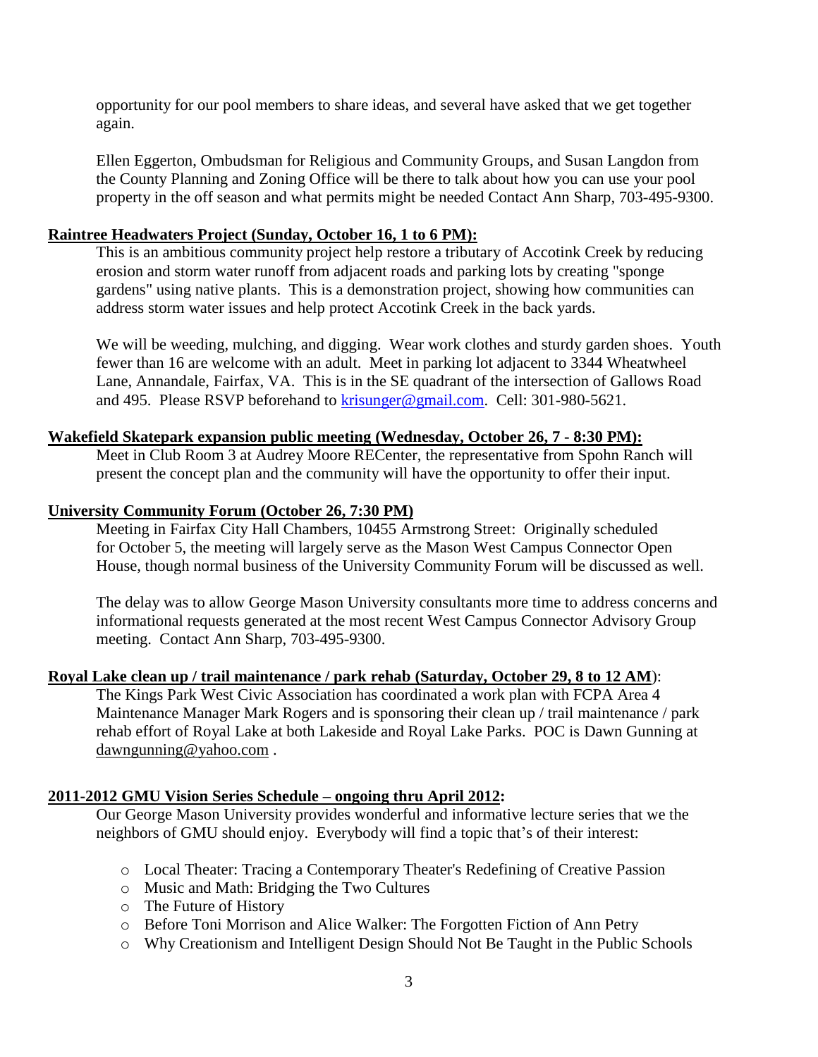opportunity for our pool members to share ideas, and several have asked that we get together again.

Ellen Eggerton, Ombudsman for Religious and Community Groups, and Susan Langdon from the County Planning and Zoning Office will be there to talk about how you can use your pool property in the off season and what permits might be needed Contact Ann Sharp, 703-495-9300.

**Raintree Headwaters Project (Sunday, October 16, 1 to 6 PM):**

This is an ambitious community project help restore a tributary of Accotink Creek by reducing erosion and storm water runoff from adjacent roads and parking lots by creating "sponge gardens" using native plants. This is a demonstration project, showing how communities can address storm water issues and help protect Accotink Creek in the back yards.

We will be weeding, mulching, and digging. Wear work clothes and sturdy garden shoes. Youth fewer than 16 are welcome with an adult. Meet in parking lot adjacent to 3344 Wheatwheel Lane, Annandale, Fairfax, VA. This is in the SE quadrant of the intersection of Gallows Road and 495. Please RSVP beforehand to krisunger@gmail.com. Cell: 301-980-5621.

**Wakefield Skatepark expansion public meeting (Wednesday, October 26, 7 - 8:30 PM):**

Meet in Club Room 3 at Audrey Moore RECenter, the representative from Spohn Ranch will present the concept plan and the community will have the opportunity to offer their input.

**University Community Forum (October 26, 7:30 PM)**

Meeting in Fairfax City Hall Chambers, 10455 Armstrong Street: Originally scheduled for October 5, the meeting will largely serve as the Mason West Campus Connector Open House, though normal business of the University Community Forum will be discussed as well.

The delay was to allow George Mason University consultants more time to address concerns and informational requests generated at the most recent West Campus Connector Advisory Group meeting. Contact Ann Sharp, 703-495-9300.

**Royal Lake clean up / trail maintenance / park rehab (Saturday, October 29, 8 to 12 AM):**

The Kings Park West Civic Association has coordinated a work plan with FCPA Area 4 Maintenance Manager Mark Rogers and is sponsoring their clean up / trail maintenance / park rehab effort of Royal Lake at both Lakeside and Royal Lake Parks. POC is Dawn Gunning at dawngunning@yahoo.com .

**2011-2012 GMU Vision Series Schedule – ongoing thru April 2012:**

Our George Mason University provides wonderful and informative lecture series that we the neighbors of GMU should enjoy. Everybody will find a topic that's of their interest:

- Local Theater: Tracing a Contemporary Theater's Redefining of Creative Passion
- Music and Math: Bridging the Two Cultures
- The Future of History
- Before Toni Morrison and Alice Walker: The Forgotten Fiction of Ann Petry
- Why Creationism and Intelligent Design Should Not Be Taught in the Public Schools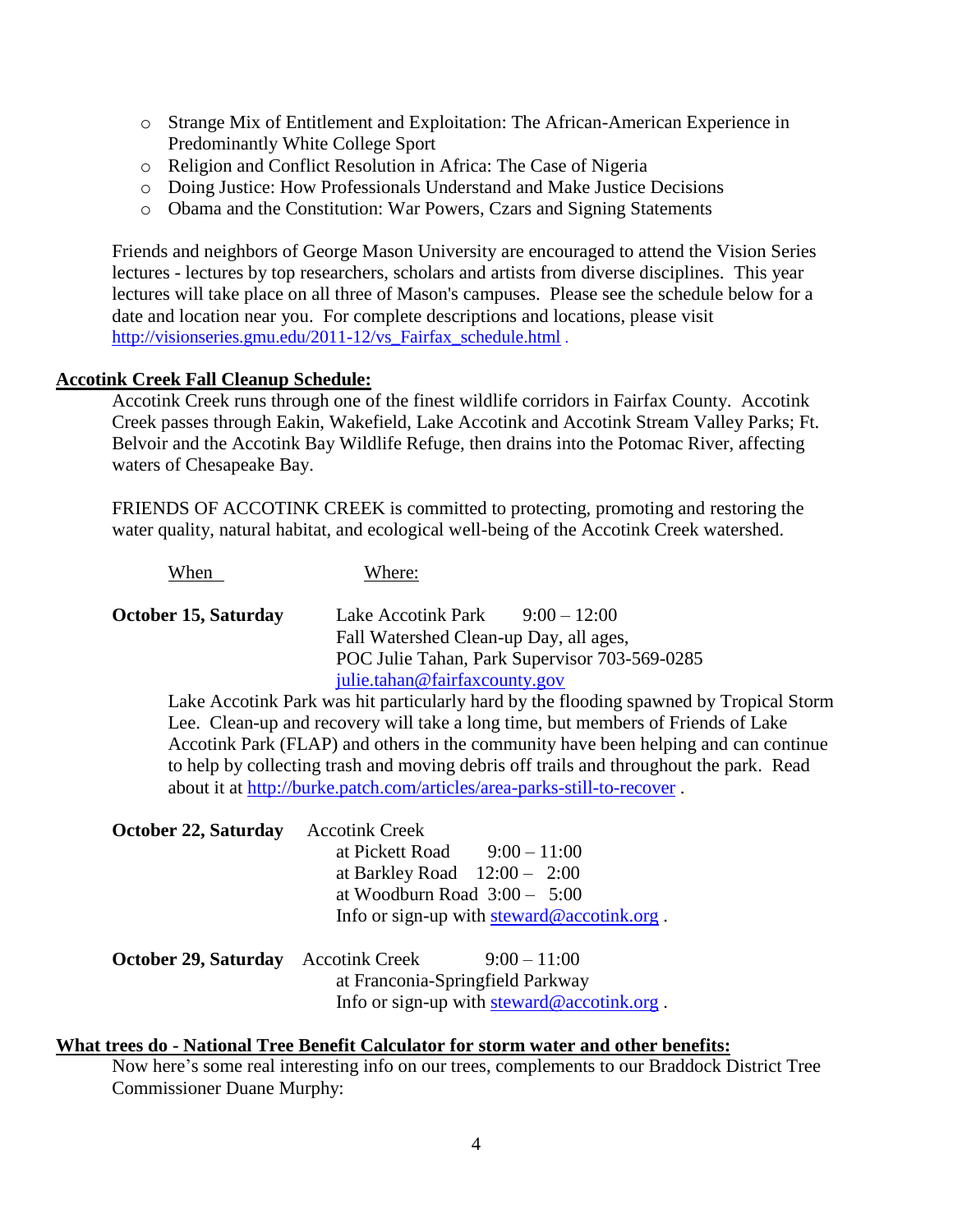- Strange Mix of Entitlement and Exploitation: The African-American Experience in Predominantly White College Sport
- Religion and Conflict Resolution in Africa: The Case of Nigeria
- Doing Justice: How Professionals Understand and Make Justice Decisions
- Obama and the Constitution: War Powers, Czars and Signing Statements

Friends and neighbors of George Mason University are encouraged to attend the Vision Series lectures - lectures by top researchers, scholars and artists from diverse disciplines. This year lectures will take place on all three of Mason's campuses. Please see the schedule below for a date and location near you. For complete descriptions and locations, please visit http://visionseries.gmu.edu/2011-12/vs_Fairfax_schedule.html .

**Accotink Creek Fall Cleanup Schedule:**

Accotink Creek runs through one of the finest wildlife corridors in Fairfax County. Accotink Creek passes through Eakin, Wakefield, Lake Accotink and Accotink Stream Valley Parks; Ft. Belvoir and the Accotink Bay Wildlife Refuge, then drains into the Potomac River, affecting waters of Chesapeake Bay.

FRIENDS OF ACCOTINK CREEK is committed to protecting, promoting and restoring the water quality, natural habitat, and ecological well-being of the Accotink Creek watershed.

| When | Where: |
|---|---|
| **October 15, Saturday** | Lake Accotink Park 9:00 – 12:00<br>Fall Watershed Clean-up Day, all ages,<br>POC Julie Tahan, Park Supervisor 703-569-0285<br>julie.tahan@fairfaxcounty.gov |

Lake Accotink Park was hit particularly hard by the flooding spawned by Tropical Storm Lee. Clean-up and recovery will take a long time, but members of Friends of Lake Accotink Park (FLAP) and others in the community have been helping and can continue to help by collecting trash and moving debris off trails and throughout the park. Read about it at http://burke.patch.com/articles/area-parks-still-to-recover .

| | |
|---|---|
| **October 22, Saturday** | Accotink Creek<br>at Pickett Road 9:00 – 11:00<br>at Barkley Road 12:00 – 2:00<br>at Woodburn Road 3:00 – 5:00<br>Info or sign-up with steward@accotink.org . |
| **October 29, Saturday** | Accotink Creek 9:00 – 11:00<br>at Franconia-Springfield Parkway<br>Info or sign-up with steward@accotink.org . |

**What trees do - National Tree Benefit Calculator for storm water and other benefits:**

Now here's some real interesting info on our trees, complements to our Braddock District Tree Commissioner Duane Murphy: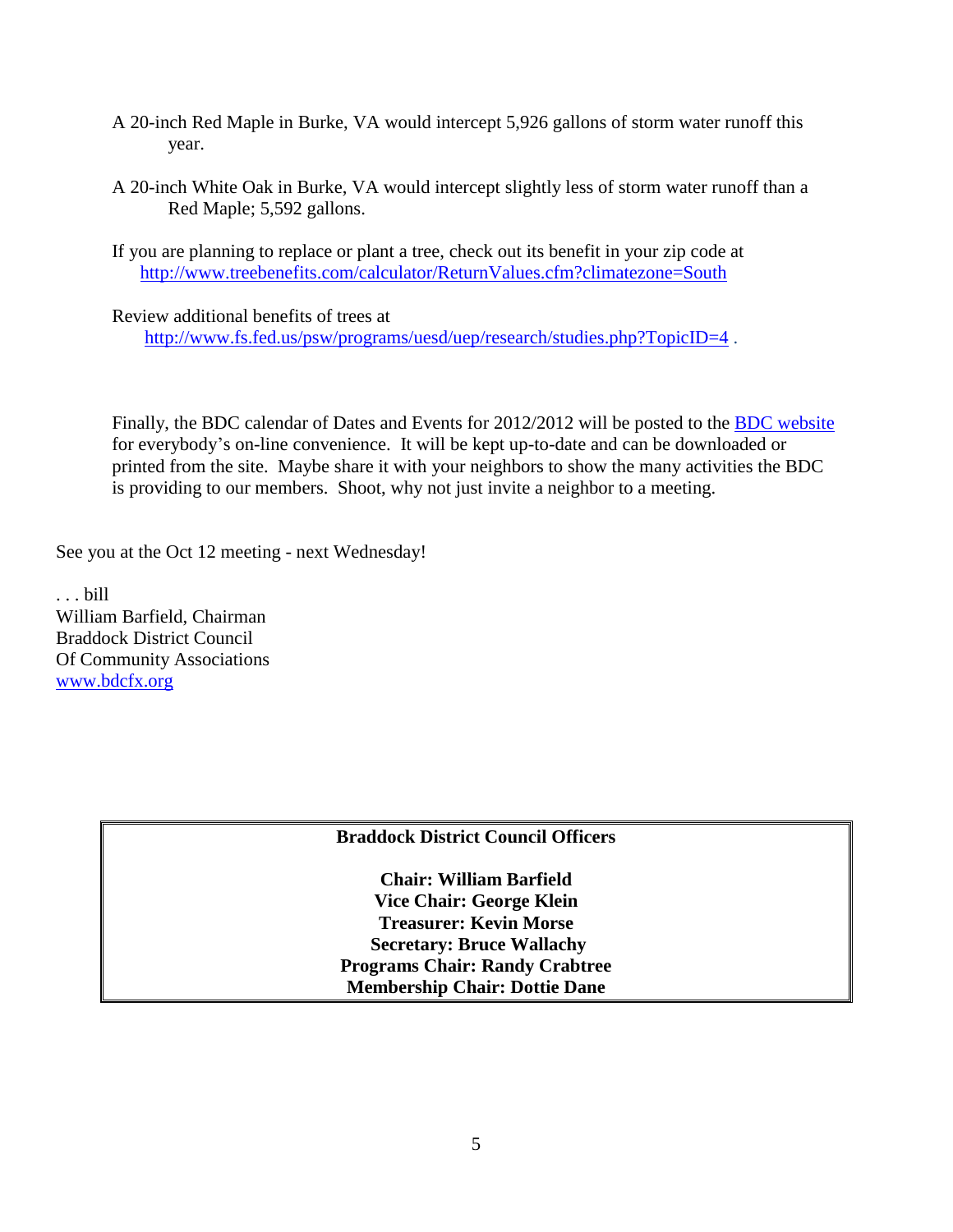A 20-inch Red Maple in Burke, VA would intercept 5,926 gallons of storm water runoff this year.

A 20-inch White Oak in Burke, VA would intercept slightly less of storm water runoff than a Red Maple; 5,592 gallons.

If you are planning to replace or plant a tree, check out its benefit in your zip code at http://www.treebenefits.com/calculator/ReturnValues.cfm?climatezone=South

Review additional benefits of trees at http://www.fs.fed.us/psw/programs/uesd/uep/research/studies.php?TopicID=4 .

Finally, the BDC calendar of Dates and Events for 2012/2012 will be posted to the BDC website for everybody's on-line convenience. It will be kept up-to-date and can be downloaded or printed from the site. Maybe share it with your neighbors to show the many activities the BDC is providing to our members. Shoot, why not just invite a neighbor to a meeting.

See you at the Oct 12 meeting - next Wednesday!

. . . bill
William Barfield, Chairman
Braddock District Council
Of Community Associations
www.bdcfx.org

**Braddock District Council Officers**

**Chair: William Barfield**
**Vice Chair: George Klein**
**Treasurer: Kevin Morse**
**Secretary: Bruce Wallachy**
**Programs Chair: Randy Crabtree**
**Membership Chair: Dottie Dane**